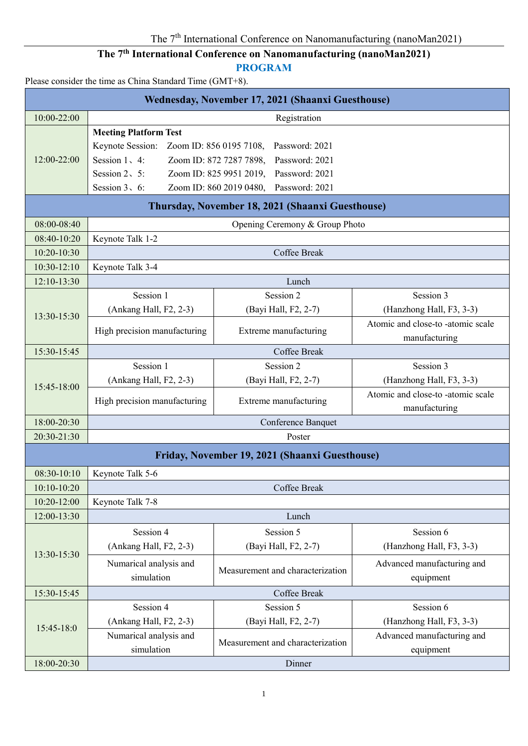# The 7th International Conference on Nanomanufacturing (nanoMan2021)

## PROGRAM

Please consider the time as China Standard Time (GMT+8).

| Wednesday, November 17, 2021 (Shaanxi Guesthouse) | | | |
|---|---|---|---|
| 10:00-22:00 | Registration | | |
| 12:00-22:00 | **Meeting Platform Test**<br>Keynote Session: Zoom ID: 856 0195 7108, Password: 2021<br>Session 1、4: Zoom ID: 872 7287 7898, Password: 2021<br>Session 2、5: Zoom ID: 825 9951 2019, Password: 2021<br>Session 3、6: Zoom ID: 860 2019 0480, Password: 2021 | | |
| **Thursday, November 18, 2021 (Shaanxi Guesthouse)** | | | |
| 08:00-08:40 | Opening Ceremony & Group Photo | | |
| 08:40-10:20 | Keynote Talk 1-2 | | |
| 10:20-10:30 | Coffee Break | | |
| 10:30-12:10 | Keynote Talk 3-4 | | |
| 12:10-13:30 | Lunch | | |
| 13:30-15:30 | Session 1 (Ankang Hall, F2, 2-3) | Session 2 (Bayi Hall, F2, 2-7) | Session 3 (Hanzhong Hall, F3, 3-3) |
| | High precision manufacturing | Extreme manufacturing | Atomic and close-to -atomic scale manufacturing |
| 15:30-15:45 | Coffee Break | | |
| 15:45-18:00 | Session 1 (Ankang Hall, F2, 2-3) | Session 2 (Bayi Hall, F2, 2-7) | Session 3 (Hanzhong Hall, F3, 3-3) |
| | High precision manufacturing | Extreme manufacturing | Atomic and close-to -atomic scale manufacturing |
| 18:00-20:30 | Conference Banquet | | |
| 20:30-21:30 | Poster | | |
| **Friday, November 19, 2021 (Shaanxi Guesthouse)** | | | |
| 08:30-10:10 | Keynote Talk 5-6 | | |
| 10:10-10:20 | Coffee Break | | |
| 10:20-12:00 | Keynote Talk 7-8 | | |
| 12:00-13:30 | Lunch | | |
| 13:30-15:30 | Session 4 (Ankang Hall, F2, 2-3) | Session 5 (Bayi Hall, F2, 2-7) | Session 6 (Hanzhong Hall, F3, 3-3) |
| | Numarical analysis and simulation | Measurement and characterization | Advanced manufacturing and equipment |
| 15:30-15:45 | Coffee Break | | |
| 15:45-18:0 | Session 4 (Ankang Hall, F2, 2-3) | Session 5 (Bayi Hall, F2, 2-7) | Session 6 (Hanzhong Hall, F3, 3-3) |
| | Numarical analysis and simulation | Measurement and characterization | Advanced manufacturing and equipment |
| 18:00-20:30 | Dinner | | |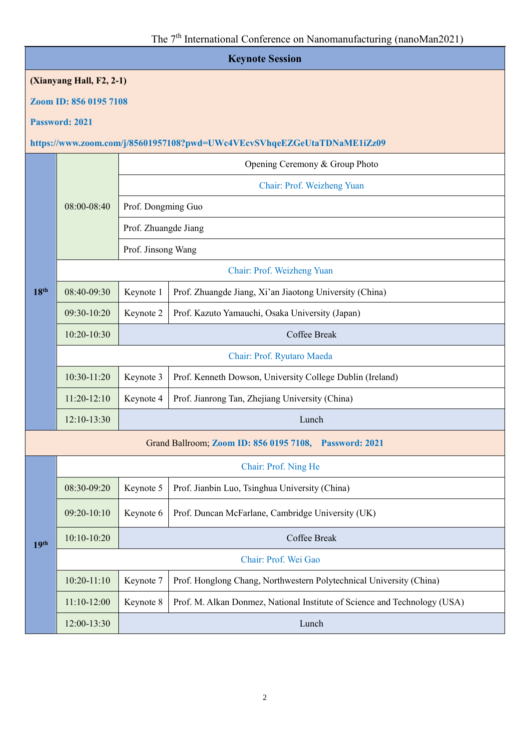## Keynote Session

**(Xianyang Hall, F2, 2-1)**

**Zoom ID: 856 0195 7108**

**Password: 2021**

**https://www.zoom.com/j/85601957108?pwd=UWc4VEcvSVhqeEZGeUtaTDNaME1iZz09**

| Date | Time | | |
|---|---|---|---|
| 18th | 08:00-08:40 | Opening Ceremony & Group Photo | |
| | | Chair: Prof. Weizheng Yuan | |
| | | Prof. Dongming Guo | |
| | | Prof. Zhuangde Jiang | |
| | | Prof. Jinsong Wang | |
| | Chair: Prof. Weizheng Yuan | | |
| | 08:40-09:30 | Keynote 1 | Prof. Zhuangde Jiang, Xi'an Jiaotong University (China) |
| | 09:30-10:20 | Keynote 2 | Prof. Kazuto Yamauchi, Osaka University (Japan) |
| | 10:20-10:30 | Coffee Break | |
| | Chair: Prof. Ryutaro Maeda | | |
| | 10:30-11:20 | Keynote 3 | Prof. Kenneth Dowson, University College Dublin (Ireland) |
| | 11:20-12:10 | Keynote 4 | Prof. Jianrong Tan, Zhejiang University (China) |
| | 12:10-13:30 | Lunch | |
| Grand Ballroom; **Zoom ID: 856 0195 7108, Password: 2021** | | | |
| 19th | Chair: Prof. Ning He | | |
| | 08:30-09:20 | Keynote 5 | Prof. Jianbin Luo, Tsinghua University (China) |
| | 09:20-10:10 | Keynote 6 | Prof. Duncan McFarlane, Cambridge University (UK) |
| | 10:10-10:20 | Coffee Break | |
| | Chair: Prof. Wei Gao | | |
| | 10:20-11:10 | Keynote 7 | Prof. Honglong Chang, Northwestern Polytechnical University (China) |
| | 11:10-12:00 | Keynote 8 | Prof. M. Alkan Donmez, National Institute of Science and Technology (USA) |
| | 12:00-13:30 | Lunch | |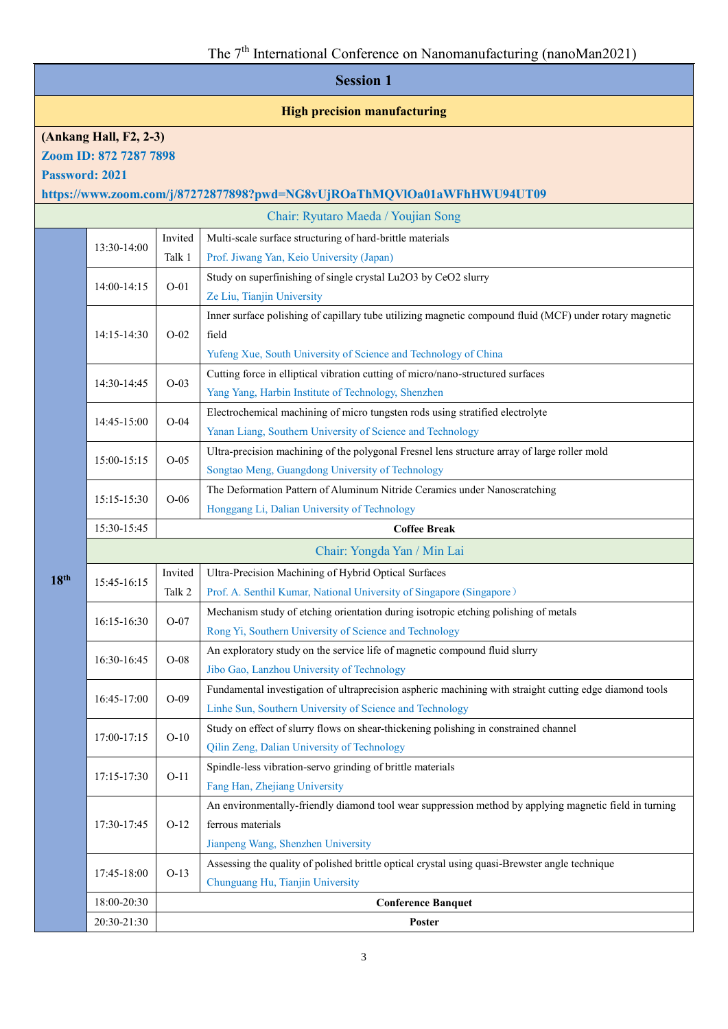The 7th International Conference on Nanomanufacturing (nanoMan2021)

## Session 1

### High precision manufacturing

**(Ankang Hall, F2, 2-3)**

**Zoom ID: 872 7287 7898**

**Password: 2021**

**https://www.zoom.com/j/87272877898?pwd=NG8vUjROaThMQVlOa01aWFhHWU94UT09**

| Date | Time | No. | Title / Speaker |
|---|---|---|---|
| | | | Chair: Ryutaro Maeda / Youjian Song |
| 18th | 13:30-14:00 | Invited Talk 1 | Multi-scale surface structuring of hard-brittle materials<br>Prof. Jiwang Yan, Keio University (Japan) |
| | 14:00-14:15 | O-01 | Study on superfinishing of single crystal $Lu_2O_3$ by $CeO_2$ slurry<br>Ze Liu, Tianjin University |
| | 14:15-14:30 | O-02 | Inner surface polishing of capillary tube utilizing magnetic compound fluid (MCF) under rotary magnetic field<br>Yufeng Xue, South University of Science and Technology of China |
| | 14:30-14:45 | O-03 | Cutting force in elliptical vibration cutting of micro/nano-structured surfaces<br>Yang Yang, Harbin Institute of Technology, Shenzhen |
| | 14:45-15:00 | O-04 | Electrochemical machining of micro tungsten rods using stratified electrolyte<br>Yanan Liang, Southern University of Science and Technology |
| | 15:00-15:15 | O-05 | Ultra-precision machining of the polygonal Fresnel lens structure array of large roller mold<br>Songtao Meng, Guangdong University of Technology |
| | 15:15-15:30 | O-06 | The Deformation Pattern of Aluminum Nitride Ceramics under Nanoscratching<br>Honggang Li, Dalian University of Technology |
| | 15:30-15:45 | | **Coffee Break** |
| | | | Chair: Yongda Yan / Min Lai |
| | 15:45-16:15 | Invited Talk 2 | Ultra-Precision Machining of Hybrid Optical Surfaces<br>Prof. A. Senthil Kumar, National University of Singapore (Singapore） |
| | 16:15-16:30 | O-07 | Mechanism study of etching orientation during isotropic etching polishing of metals<br>Rong Yi, Southern University of Science and Technology |
| | 16:30-16:45 | O-08 | An exploratory study on the service life of magnetic compound fluid slurry<br>Jibo Gao, Lanzhou University of Technology |
| | 16:45-17:00 | O-09 | Fundamental investigation of ultraprecision aspheric machining with straight cutting edge diamond tools<br>Linhe Sun, Southern University of Science and Technology |
| | 17:00-17:15 | O-10 | Study on effect of slurry flows on shear-thickening polishing in constrained channel<br>Qilin Zeng, Dalian University of Technology |
| | 17:15-17:30 | O-11 | Spindle-less vibration-servo grinding of brittle materials<br>Fang Han, Zhejiang University |
| | 17:30-17:45 | O-12 | An environmentally-friendly diamond tool wear suppression method by applying magnetic field in turning ferrous materials<br>Jianpeng Wang, Shenzhen University |
| | 17:45-18:00 | O-13 | Assessing the quality of polished brittle optical crystal using quasi-Brewster angle technique<br>Chunguang Hu, Tianjin University |
| | 18:00-20:30 | | **Conference Banquet** |
| | 20:30-21:30 | | **Poster** |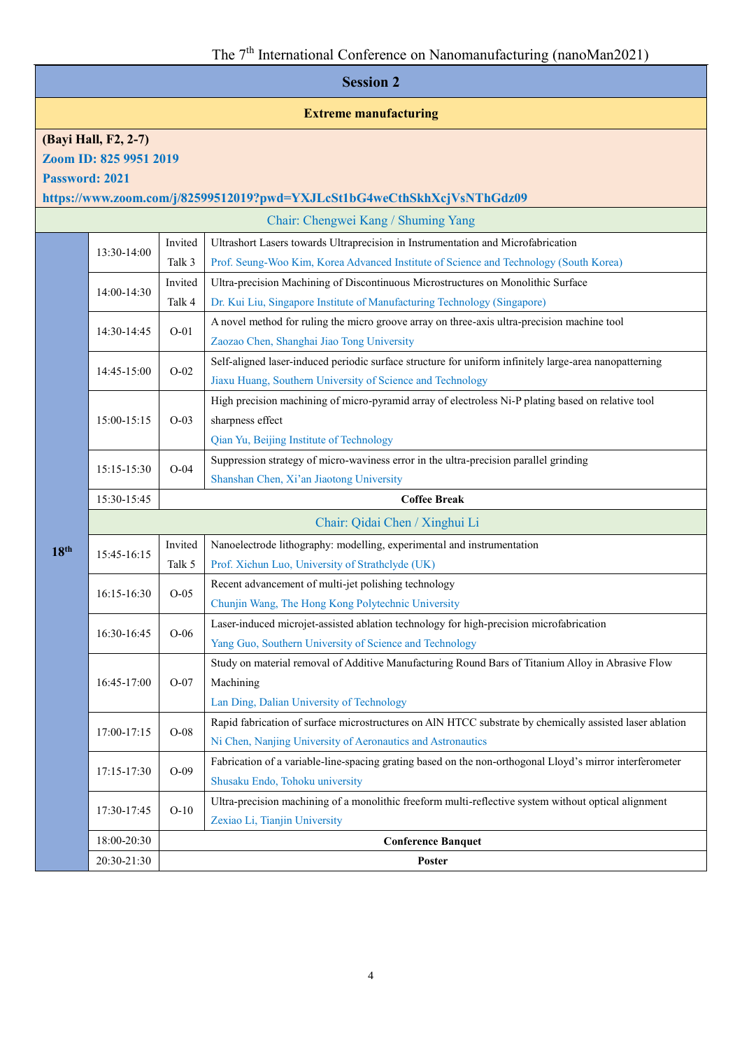## Session 2

### Extreme manufacturing

**(Bayi Hall, F2, 2-7)**

**Zoom ID: 825 9951 2019**

**Password: 2021**

**https://www.zoom.com/j/82599512019?pwd=YXJLcSt1bG4weCthSkhXcjVsNThGdz09**

Chair: Chengwei Kang / Shuming Yang

| Date | Time | No. | Presentation |
|---|---|---|---|
| 18th | 13:30-14:00 | Invited Talk 3 | Ultrashort Lasers towards Ultraprecision in Instrumentation and Microfabrication<br>Prof. Seung-Woo Kim, Korea Advanced Institute of Science and Technology (South Korea) |
| | 14:00-14:30 | Invited Talk 4 | Ultra-precision Machining of Discontinuous Microstructures on Monolithic Surface<br>Dr. Kui Liu, Singapore Institute of Manufacturing Technology (Singapore) |
| | 14:30-14:45 | O-01 | A novel method for ruling the micro groove array on three-axis ultra-precision machine tool<br>Zaozao Chen, Shanghai Jiao Tong University |
| | 14:45-15:00 | O-02 | Self-aligned laser-induced periodic surface structure for uniform infinitely large-area nanopatterning<br>Jiaxu Huang, Southern University of Science and Technology |
| | 15:00-15:15 | O-03 | High precision machining of micro-pyramid array of electroless Ni-P plating based on relative tool sharpness effect<br>Qian Yu, Beijing Institute of Technology |
| | 15:15-15:30 | O-04 | Suppression strategy of micro-waviness error in the ultra-precision parallel grinding<br>Shanshan Chen, Xi'an Jiaotong University |
| | 15:30-15:45 | | **Coffee Break** |
| | | | Chair: Qidai Chen / Xinghui Li |
| | 15:45-16:15 | Invited Talk 5 | Nanoelectrode lithography: modelling, experimental and instrumentation<br>Prof. Xichun Luo, University of Strathclyde (UK) |
| | 16:15-16:30 | O-05 | Recent advancement of multi-jet polishing technology<br>Chunjin Wang, The Hong Kong Polytechnic University |
| | 16:30-16:45 | O-06 | Laser-induced microjet-assisted ablation technology for high-precision microfabrication<br>Yang Guo, Southern University of Science and Technology |
| | 16:45-17:00 | O-07 | Study on material removal of Additive Manufacturing Round Bars of Titanium Alloy in Abrasive Flow Machining<br>Lan Ding, Dalian University of Technology |
| | 17:00-17:15 | O-08 | Rapid fabrication of surface microstructures on AlN HTCC substrate by chemically assisted laser ablation<br>Ni Chen, Nanjing University of Aeronautics and Astronautics |
| | 17:15-17:30 | O-09 | Fabrication of a variable-line-spacing grating based on the non-orthogonal Lloyd's mirror interferometer<br>Shusaku Endo, Tohoku university |
| | 17:30-17:45 | O-10 | Ultra-precision machining of a monolithic freeform multi-reflective system without optical alignment<br>Zexiao Li, Tianjin University |
| | 18:00-20:30 | | **Conference Banquet** |
| | 20:30-21:30 | | **Poster** |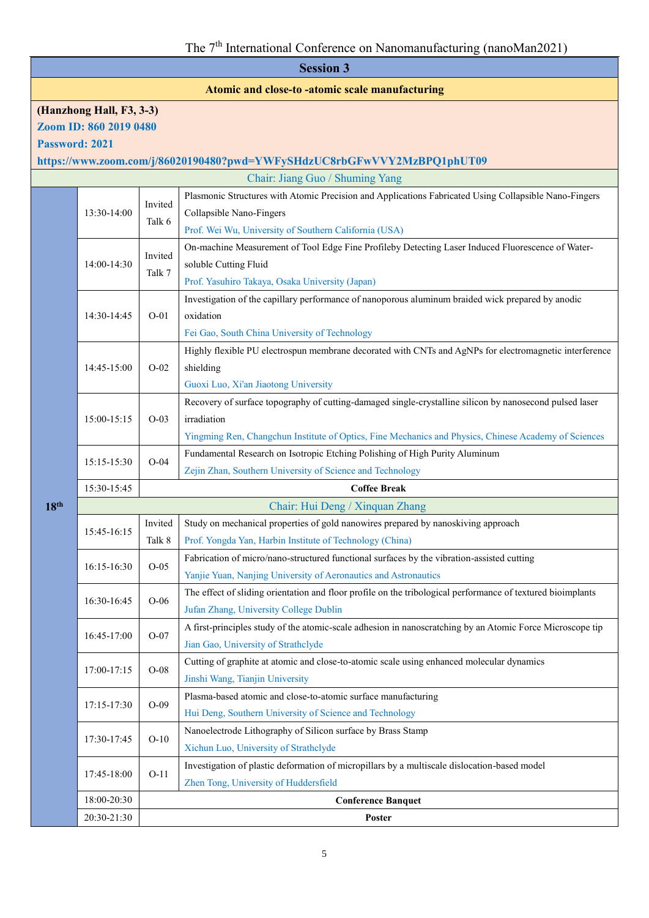## Session 3

**Atomic and close-to -atomic scale manufacturing**

**(Hanzhong Hall, F3, 3-3)**

**Zoom ID: 860 2019 0480**

**Password: 2021**

**https://www.zoom.com/j/86020190480?pwd=YWFySHdzUC8rbGFwVVY2MzBPQ1phUT09**

| Date | Time | Type | Content |
|---|---|---|---|
| | | | Chair: Jiang Guo / Shuming Yang |
| 18th | 13:30-14:00 | Invited Talk 6 | Plasmonic Structures with Atomic Precision and Applications Fabricated Using Collapsible Nano-Fingers Collapsible Nano-Fingers<br>Prof. Wei Wu, University of Southern California (USA) |
| | 14:00-14:30 | Invited Talk 7 | On-machine Measurement of Tool Edge Fine Profileby Detecting Laser Induced Fluorescence of Water-soluble Cutting Fluid<br>Prof. Yasuhiro Takaya, Osaka University (Japan) |
| | 14:30-14:45 | O-01 | Investigation of the capillary performance of nanoporous aluminum braided wick prepared by anodic oxidation<br>Fei Gao, South China University of Technology |
| | 14:45-15:00 | O-02 | Highly flexible PU electrospun membrane decorated with CNTs and AgNPs for electromagnetic interference shielding<br>Guoxi Luo, Xi'an Jiaotong University |
| | 15:00-15:15 | O-03 | Recovery of surface topography of cutting-damaged single-crystalline silicon by nanosecond pulsed laser irradiation<br>Yingming Ren, Changchun Institute of Optics, Fine Mechanics and Physics, Chinese Academy of Sciences |
| | 15:15-15:30 | O-04 | Fundamental Research on Isotropic Etching Polishing of High Purity Aluminum<br>Zejin Zhan, Southern University of Science and Technology |
| | 15:30-15:45 | | **Coffee Break** |
| | | | Chair: Hui Deng / Xinquan Zhang |
| | 15:45-16:15 | Invited Talk 8 | Study on mechanical properties of gold nanowires prepared by nanoskiving approach<br>Prof. Yongda Yan, Harbin Institute of Technology (China) |
| | 16:15-16:30 | O-05 | Fabrication of micro/nano-structured functional surfaces by the vibration-assisted cutting<br>Yanjie Yuan, Nanjing University of Aeronautics and Astronautics |
| | 16:30-16:45 | O-06 | The effect of sliding orientation and floor profile on the tribological performance of textured bioimplants<br>Jufan Zhang, University College Dublin |
| | 16:45-17:00 | O-07 | A first-principles study of the atomic-scale adhesion in nanoscratching by an Atomic Force Microscope tip<br>Jian Gao, University of Strathclyde |
| | 17:00-17:15 | O-08 | Cutting of graphite at atomic and close-to-atomic scale using enhanced molecular dynamics<br>Jinshi Wang, Tianjin University |
| | 17:15-17:30 | O-09 | Plasma-based atomic and close-to-atomic surface manufacturing<br>Hui Deng, Southern University of Science and Technology |
| | 17:30-17:45 | O-10 | Nanoelectrode Lithography of Silicon surface by Brass Stamp<br>Xichun Luo, University of Strathclyde |
| | 17:45-18:00 | O-11 | Investigation of plastic deformation of micropillars by a multiscale dislocation-based model<br>Zhen Tong, University of Huddersfield |
| | 18:00-20:30 | | **Conference Banquet** |
| | 20:30-21:30 | | **Poster** |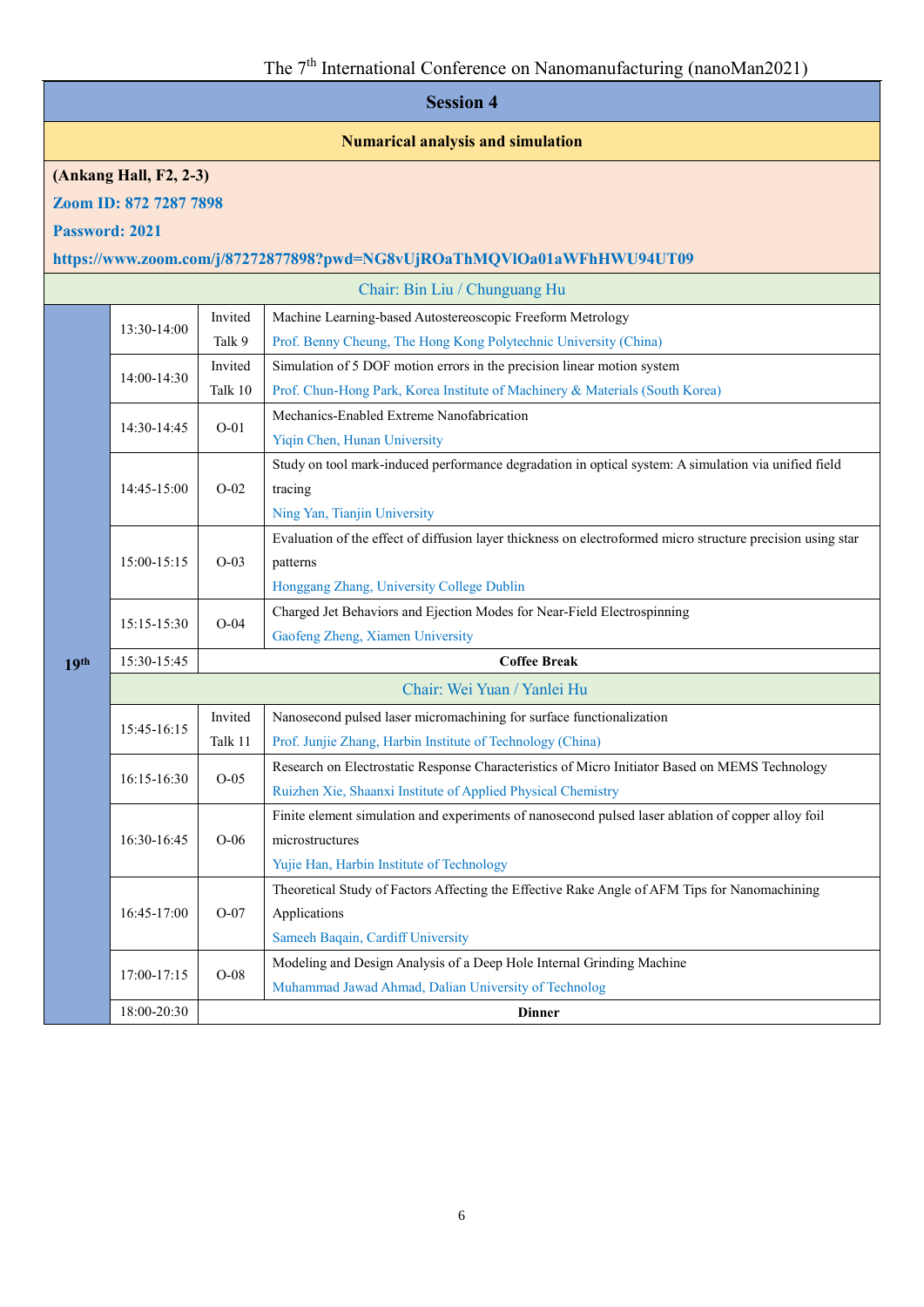## Session 4

### Numarical analysis and simulation

**(Ankang Hall, F2, 2-3)**

**Zoom ID: 872 7287 7898**

**Password: 2021**

**https://www.zoom.com/j/87272877898?pwd=NG8vUjROaThMQVlOa01aWFhHWU94UT09**

| Date | Time | No. | Title / Speaker |
|---|---|---|---|
| | | | Chair: Bin Liu / Chunguang Hu |
| 19th | 13:30-14:00 | Invited Talk 9 | Machine Learning-based Autostereoscopic Freeform Metrology<br>Prof. Benny Cheung, The Hong Kong Polytechnic University (China) |
| | 14:00-14:30 | Invited Talk 10 | Simulation of 5 DOF motion errors in the precision linear motion system<br>Prof. Chun-Hong Park, Korea Institute of Machinery & Materials (South Korea) |
| | 14:30-14:45 | O-01 | Mechanics-Enabled Extreme Nanofabrication<br>Yiqin Chen, Hunan University |
| | 14:45-15:00 | O-02 | Study on tool mark-induced performance degradation in optical system: A simulation via unified field tracing<br>Ning Yan, Tianjin University |
| | 15:00-15:15 | O-03 | Evaluation of the effect of diffusion layer thickness on electroformed micro structure precision using star patterns<br>Honggang Zhang, University College Dublin |
| | 15:15-15:30 | O-04 | Charged Jet Behaviors and Ejection Modes for Near-Field Electrospinning<br>Gaofeng Zheng, Xiamen University |
| | 15:30-15:45 | | **Coffee Break** |
| | | | Chair: Wei Yuan / Yanlei Hu |
| | 15:45-16:15 | Invited Talk 11 | Nanosecond pulsed laser micromachining for surface functionalization<br>Prof. Junjie Zhang, Harbin Institute of Technology (China) |
| | 16:15-16:30 | O-05 | Research on Electrostatic Response Characteristics of Micro Initiator Based on MEMS Technology<br>Ruizhen Xie, Shaanxi Institute of Applied Physical Chemistry |
| | 16:30-16:45 | O-06 | Finite element simulation and experiments of nanosecond pulsed laser ablation of copper alloy foil microstructures<br>Yujie Han, Harbin Institute of Technology |
| | 16:45-17:00 | O-07 | Theoretical Study of Factors Affecting the Effective Rake Angle of AFM Tips for Nanomachining Applications<br>Sameeh Baqain, Cardiff University |
| | 17:00-17:15 | O-08 | Modeling and Design Analysis of a Deep Hole Internal Grinding Machine<br>Muhammad Jawad Ahmad, Dalian University of Technolog |
| | 18:00-20:30 | | **Dinner** |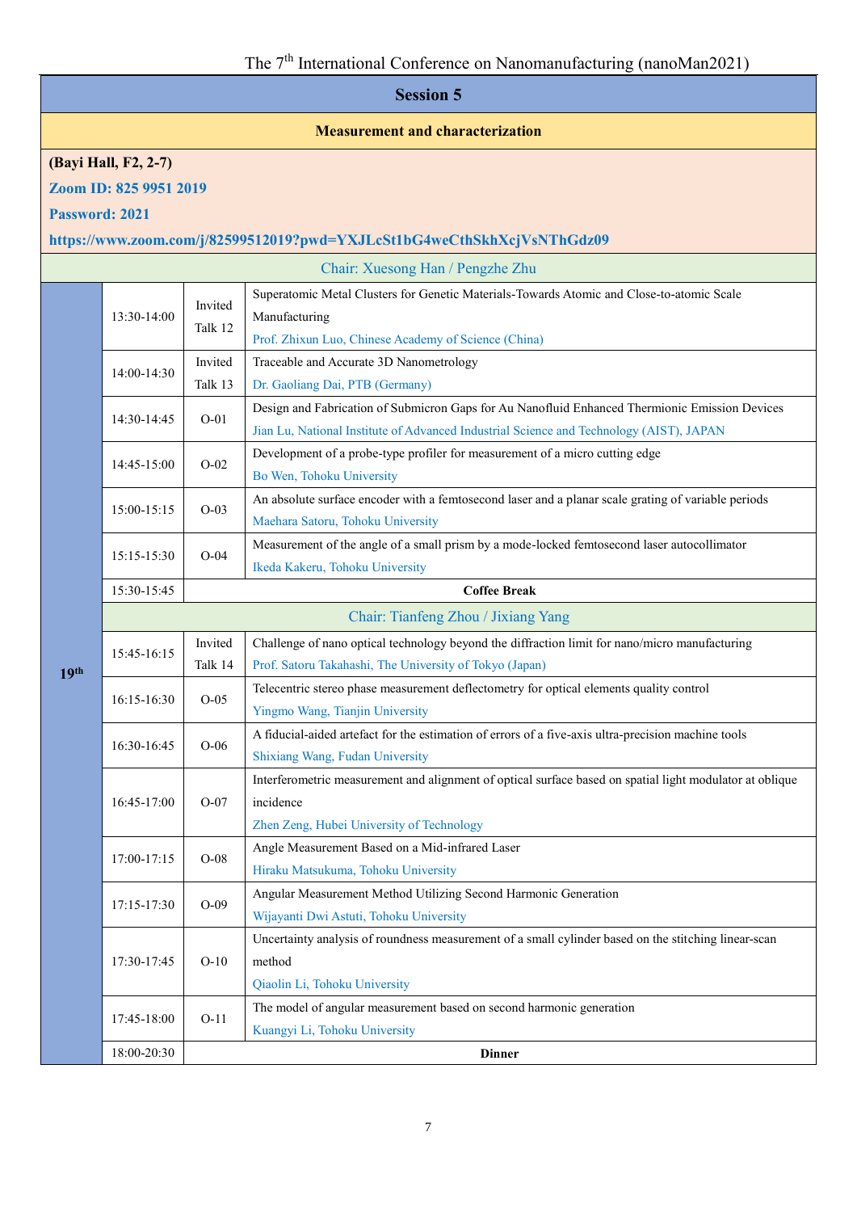# Session 5

## Measurement and characterization

**(Bayi Hall, F2, 2-7)**

**Zoom ID: 825 9951 2019**

**Password: 2021**

**https://www.zoom.com/j/82599512019?pwd=YXJLcSt1bG4weCthSkhXcjVsNThGdz09**

| Date | Time | Type | Title / Speaker |
|---|---|---|---|
| | | | Chair: Xuesong Han / Pengzhe Zhu |
| 19th | 13:30-14:00 | Invited Talk 12 | Superatomic Metal Clusters for Genetic Materials-Towards Atomic and Close-to-atomic Scale Manufacturing<br>Prof. Zhixun Luo, Chinese Academy of Science (China) |
| | 14:00-14:30 | Invited Talk 13 | Traceable and Accurate 3D Nanometrology<br>Dr. Gaoliang Dai, PTB (Germany) |
| | 14:30-14:45 | O-01 | Design and Fabrication of Submicron Gaps for Au Nanofluid Enhanced Thermionic Emission Devices<br>Jian Lu, National Institute of Advanced Industrial Science and Technology (AIST), JAPAN |
| | 14:45-15:00 | O-02 | Development of a probe-type profiler for measurement of a micro cutting edge<br>Bo Wen, Tohoku University |
| | 15:00-15:15 | O-03 | An absolute surface encoder with a femtosecond laser and a planar scale grating of variable periods<br>Maehara Satoru, Tohoku University |
| | 15:15-15:30 | O-04 | Measurement of the angle of a small prism by a mode-locked femtosecond laser autocollimator<br>Ikeda Kakeru, Tohoku University |
| | 15:30-15:45 | | **Coffee Break** |
| | | | Chair: Tianfeng Zhou / Jixiang Yang |
| | 15:45-16:15 | Invited Talk 14 | Challenge of nano optical technology beyond the diffraction limit for nano/micro manufacturing<br>Prof. Satoru Takahashi, The University of Tokyo (Japan) |
| | 16:15-16:30 | O-05 | Telecentric stereo phase measurement deflectometry for optical elements quality control<br>Yingmo Wang, Tianjin University |
| | 16:30-16:45 | O-06 | A fiducial-aided artefact for the estimation of errors of a five-axis ultra-precision machine tools<br>Shixiang Wang, Fudan University |
| | 16:45-17:00 | O-07 | Interferometric measurement and alignment of optical surface based on spatial light modulator at oblique incidence<br>Zhen Zeng, Hubei University of Technology |
| | 17:00-17:15 | O-08 | Angle Measurement Based on a Mid-infrared Laser<br>Hiraku Matsukuma, Tohoku University |
| | 17:15-17:30 | O-09 | Angular Measurement Method Utilizing Second Harmonic Generation<br>Wijayanti Dwi Astuti, Tohoku University |
| | 17:30-17:45 | O-10 | Uncertainty analysis of roundness measurement of a small cylinder based on the stitching linear-scan method<br>Qiaolin Li, Tohoku University |
| | 17:45-18:00 | O-11 | The model of angular measurement based on second harmonic generation<br>Kuangyi Li, Tohoku University |
| | 18:00-20:30 | | **Dinner** |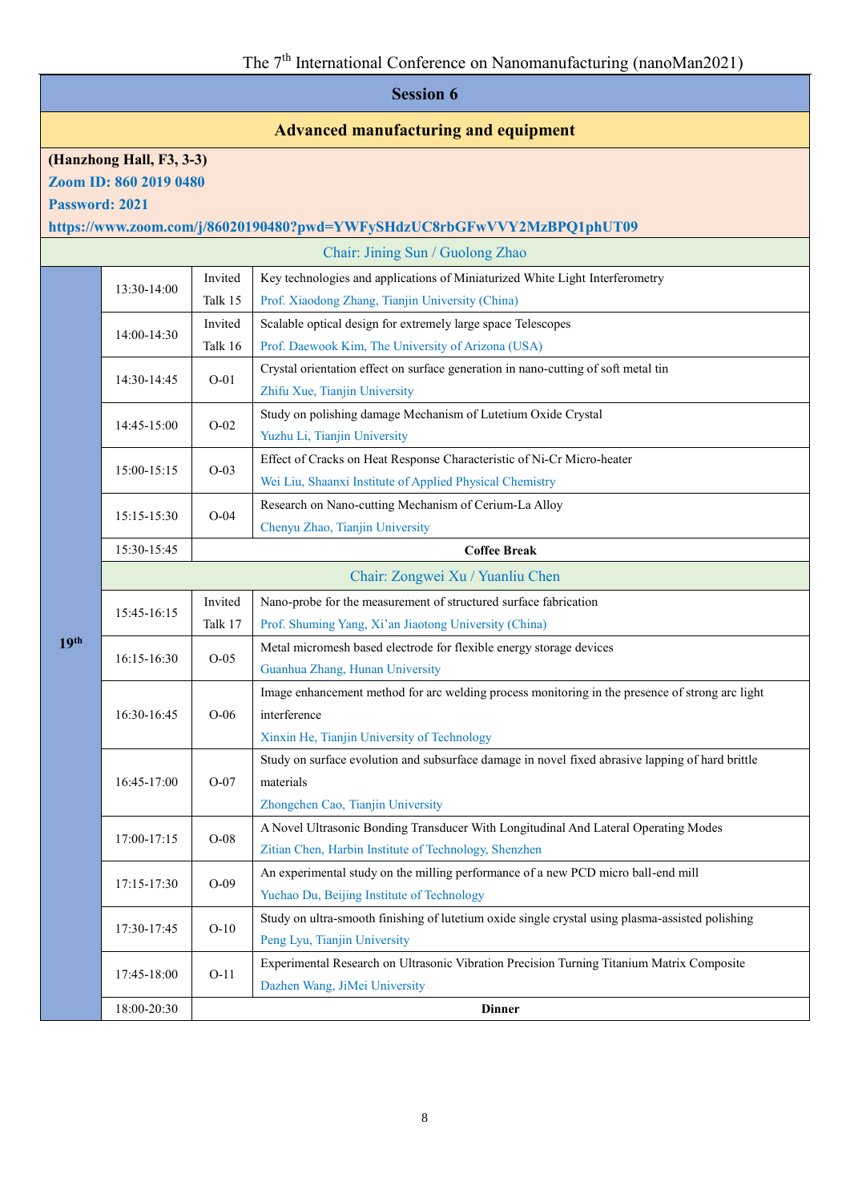## Session 6

### Advanced manufacturing and equipment

**(Hanzhong Hall, F3, 3-3)**

**Zoom ID: 860 2019 0480**

**Password: 2021**

**https://www.zoom.com/j/86020190480?pwd=YWFySHdzUC8rbGFwVVY2MzBPQ1phUT09**

| Date | Time | No. | Title / Speaker |
|---|---|---|---|
| | | | Chair: Jining Sun / Guolong Zhao |
| 19th | 13:30-14:00 | Invited Talk 15 | Key technologies and applications of Miniaturized White Light Interferometry<br>Prof. Xiaodong Zhang, Tianjin University (China) |
| | 14:00-14:30 | Invited Talk 16 | Scalable optical design for extremely large space Telescopes<br>Prof. Daewook Kim, The University of Arizona (USA) |
| | 14:30-14:45 | O-01 | Crystal orientation effect on surface generation in nano-cutting of soft metal tin<br>Zhifu Xue, Tianjin University |
| | 14:45-15:00 | O-02 | Study on polishing damage Mechanism of Lutetium Oxide Crystal<br>Yuzhu Li, Tianjin University |
| | 15:00-15:15 | O-03 | Effect of Cracks on Heat Response Characteristic of Ni-Cr Micro-heater<br>Wei Liu, Shaanxi Institute of Applied Physical Chemistry |
| | 15:15-15:30 | O-04 | Research on Nano-cutting Mechanism of Cerium-La Alloy<br>Chenyu Zhao, Tianjin University |
| | 15:30-15:45 | | **Coffee Break** |
| | | | Chair: Zongwei Xu / Yuanliu Chen |
| | 15:45-16:15 | Invited Talk 17 | Nano-probe for the measurement of structured surface fabrication<br>Prof. Shuming Yang, Xi'an Jiaotong University (China) |
| | 16:15-16:30 | O-05 | Metal micromesh based electrode for flexible energy storage devices<br>Guanhua Zhang, Hunan University |
| | 16:30-16:45 | O-06 | Image enhancement method for arc welding process monitoring in the presence of strong arc light interference<br>Xinxin He, Tianjin University of Technology |
| | 16:45-17:00 | O-07 | Study on surface evolution and subsurface damage in novel fixed abrasive lapping of hard brittle materials<br>Zhongchen Cao, Tianjin University |
| | 17:00-17:15 | O-08 | A Novel Ultrasonic Bonding Transducer With Longitudinal And Lateral Operating Modes<br>Zitian Chen, Harbin Institute of Technology, Shenzhen |
| | 17:15-17:30 | O-09 | An experimental study on the milling performance of a new PCD micro ball-end mill<br>Yuchao Du, Beijing Institute of Technology |
| | 17:30-17:45 | O-10 | Study on ultra-smooth finishing of lutetium oxide single crystal using plasma-assisted polishing<br>Peng Lyu, Tianjin University |
| | 17:45-18:00 | O-11 | Experimental Research on Ultrasonic Vibration Precision Turning Titanium Matrix Composite<br>Dazhen Wang, JiMei University |
| | 18:00-20:30 | | **Dinner** |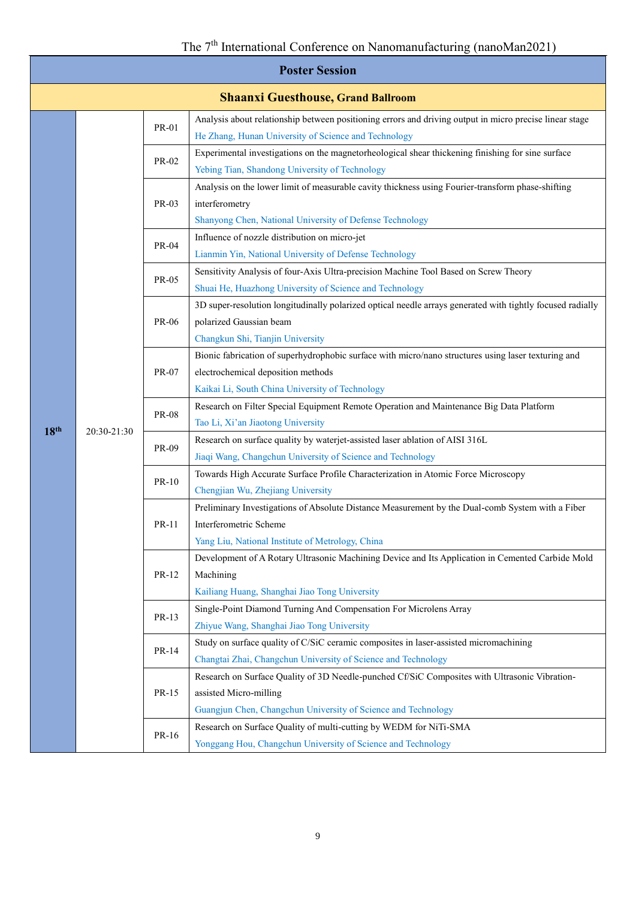## Poster Session

### Shaanxi Guesthouse, Grand Ballroom

| | | | |
|---|---|---|---|
| 18th | 20:30-21:30 | PR-01 | Analysis about relationship between positioning errors and driving output in micro precise linear stage<br>He Zhang, Hunan University of Science and Technology |
| | | PR-02 | Experimental investigations on the magnetorheological shear thickening finishing for sine surface<br>Yebing Tian, Shandong University of Technology |
| | | PR-03 | Analysis on the lower limit of measurable cavity thickness using Fourier-transform phase-shifting interferometry<br>Shanyong Chen, National University of Defense Technology |
| | | PR-04 | Influence of nozzle distribution on micro-jet<br>Lianmin Yin, National University of Defense Technology |
| | | PR-05 | Sensitivity Analysis of four-Axis Ultra-precision Machine Tool Based on Screw Theory<br>Shuai He, Huazhong University of Science and Technology |
| | | PR-06 | 3D super-resolution longitudinally polarized optical needle arrays generated with tightly focused radially polarized Gaussian beam<br>Changkun Shi, Tianjin University |
| | | PR-07 | Bionic fabrication of superhydrophobic surface with micro/nano structures using laser texturing and electrochemical deposition methods<br>Kaikai Li, South China University of Technology |
| | | PR-08 | Research on Filter Special Equipment Remote Operation and Maintenance Big Data Platform<br>Tao Li, Xi'an Jiaotong University |
| | | PR-09 | Research on surface quality by waterjet-assisted laser ablation of AISI 316L<br>Jiaqi Wang, Changchun University of Science and Technology |
| | | PR-10 | Towards High Accurate Surface Profile Characterization in Atomic Force Microscopy<br>Chengjian Wu, Zhejiang University |
| | | PR-11 | Preliminary Investigations of Absolute Distance Measurement by the Dual-comb System with a Fiber Interferometric Scheme<br>Yang Liu, National Institute of Metrology, China |
| | | PR-12 | Development of A Rotary Ultrasonic Machining Device and Its Application in Cemented Carbide Mold Machining<br>Kailiang Huang, Shanghai Jiao Tong University |
| | | PR-13 | Single-Point Diamond Turning And Compensation For Microlens Array<br>Zhiyue Wang, Shanghai Jiao Tong University |
| | | PR-14 | Study on surface quality of C/SiC ceramic composites in laser-assisted micromachining<br>Changtai Zhai, Changchun University of Science and Technology |
| | | PR-15 | Research on Surface Quality of 3D Needle-punched Cf/SiC Composites with Ultrasonic Vibration-assisted Micro-milling<br>Guangjun Chen, Changchun University of Science and Technology |
| | | PR-16 | Research on Surface Quality of multi-cutting by WEDM for NiTi-SMA<br>Yonggang Hou, Changchun University of Science and Technology |